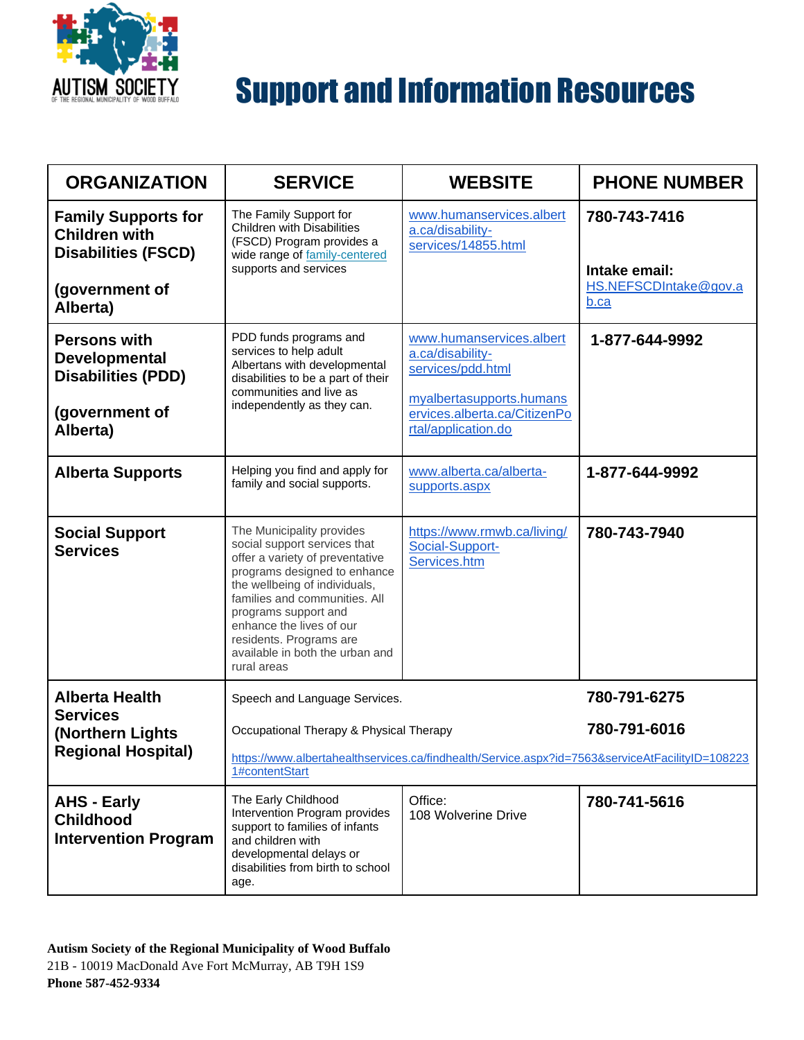AUTISM SOCIETY
OF THE REGIONAL MUNICIPALITY OF WOOD BUFFALO

# Support and Information Resources

| ORGANIZATION | SERVICE | WEBSITE | PHONE NUMBER |
|---|---|---|---|
| **Family Supports for Children with Disabilities (FSCD)**<br><br>**(government of Alberta)** | The Family Support for Children with Disabilities (FSCD) Program provides a wide range of family-centered supports and services | www.humanservices.alberta.ca/disability-services/14855.html | **780-743-7416**<br><br>**Intake email:** HS.NEFSCDIntake@gov.ab.ca |
| **Persons with Developmental Disabilities (PDD)**<br><br>**(government of Alberta)** | PDD funds programs and services to help adult Albertans with developmental disabilities to be a part of their communities and live as independently as they can. | www.humanservices.alberta.ca/disability-services/pdd.html<br><br>myalbertasupports.humanservices.alberta.ca/CitizenPortal/application.do | **1-877-644-9992** |
| **Alberta Supports** | Helping you find and apply for family and social supports. | www.alberta.ca/alberta-supports.aspx | **1-877-644-9992** |
| **Social Support Services** | The Municipality provides social support services that offer a variety of preventative programs designed to enhance the wellbeing of individuals, families and communities. All programs support and enhance the lives of our residents. Programs are available in both the urban and rural areas | https://www.rmwb.ca/living/Social-Support-Services.htm | **780-743-7940** |
| **Alberta Health Services (Northern Lights Regional Hospital)** | Speech and Language Services.<br><br>Occupational Therapy & Physical Therapy<br><br>https://www.albertahealthservices.ca/findhealth/Service.aspx?id=7563&serviceAtFacilityID=1082231#contentStart | | **780-791-6275**<br><br>**780-791-6016** |
| **AHS - Early Childhood Intervention Program** | The Early Childhood Intervention Program provides support to families of infants and children with developmental delays or disabilities from birth to school age. | Office:<br>108 Wolverine Drive | **780-741-5616** |

**Autism Society of the Regional Municipality of Wood Buffalo**
21B - 10019 MacDonald Ave Fort McMurray, AB T9H 1S9
**Phone 587-452-9334**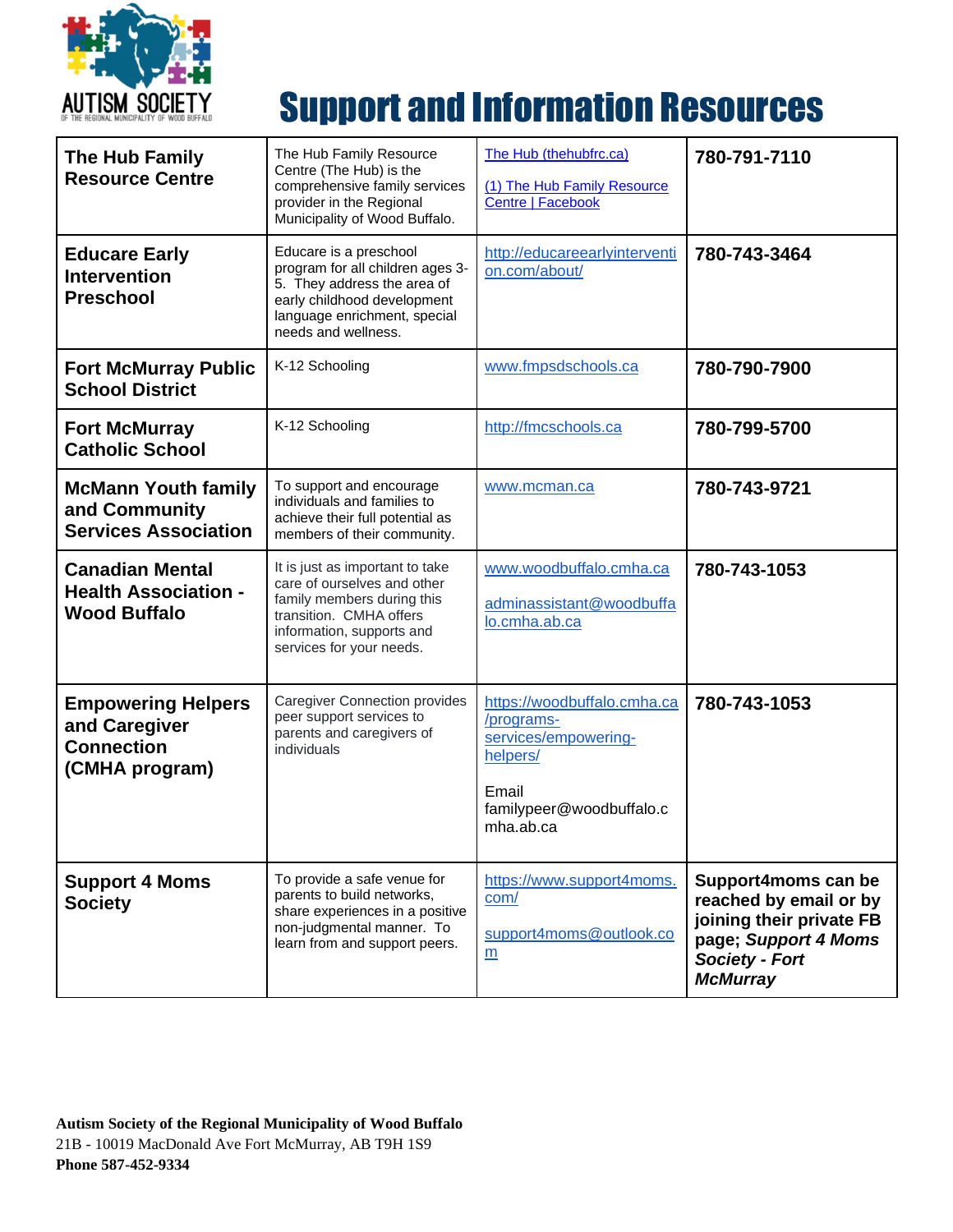# Support and Information Resources

| | | | |
|---|---|---|---|
| **The Hub Family Resource Centre** | The Hub Family Resource Centre (The Hub) is the comprehensive family services provider in the Regional Municipality of Wood Buffalo. | The Hub (thehubfrc.ca)<br><br>(1) The Hub Family Resource Centre \| Facebook | **780-791-7110** |
| **Educare Early Intervention Preschool** | Educare is a preschool program for all children ages 3-5. They address the area of early childhood development language enrichment, special needs and wellness. | http://educareearlyintervention.com/about/ | **780-743-3464** |
| **Fort McMurray Public School District** | K-12 Schooling | www.fmpsdschools.ca | **780-790-7900** |
| **Fort McMurray Catholic School** | K-12 Schooling | http://fmcschools.ca | **780-799-5700** |
| **McMann Youth family and Community Services Association** | To support and encourage individuals and families to achieve their full potential as members of their community. | www.mcman.ca | **780-743-9721** |
| **Canadian Mental Health Association - Wood Buffalo** | It is just as important to take care of ourselves and other family members during this transition. CMHA offers information, supports and services for your needs. | www.woodbuffalo.cmha.ca<br><br>adminassistant@woodbuffalo.cmha.ab.ca | **780-743-1053** |
| **Empowering Helpers and Caregiver Connection (CMHA program)** | Caregiver Connection provides peer support services to parents and caregivers of individuals | https://woodbuffalo.cmha.ca/programs-services/empowering-helpers/<br><br>Email familypeer@woodbuffalo.cmha.ab.ca | **780-743-1053** |
| **Support 4 Moms Society** | To provide a safe venue for parents to build networks, share experiences in a positive non-judgmental manner. To learn from and support peers. | https://www.support4moms.com/<br><br>support4moms@outlook.com | **Support4moms can be reached by email or by joining their private FB page; *Support 4 Moms Society - Fort McMurray*** |

**Autism Society of the Regional Municipality of Wood Buffalo**
21B - 10019 MacDonald Ave Fort McMurray, AB T9H 1S9
**Phone 587-452-9334**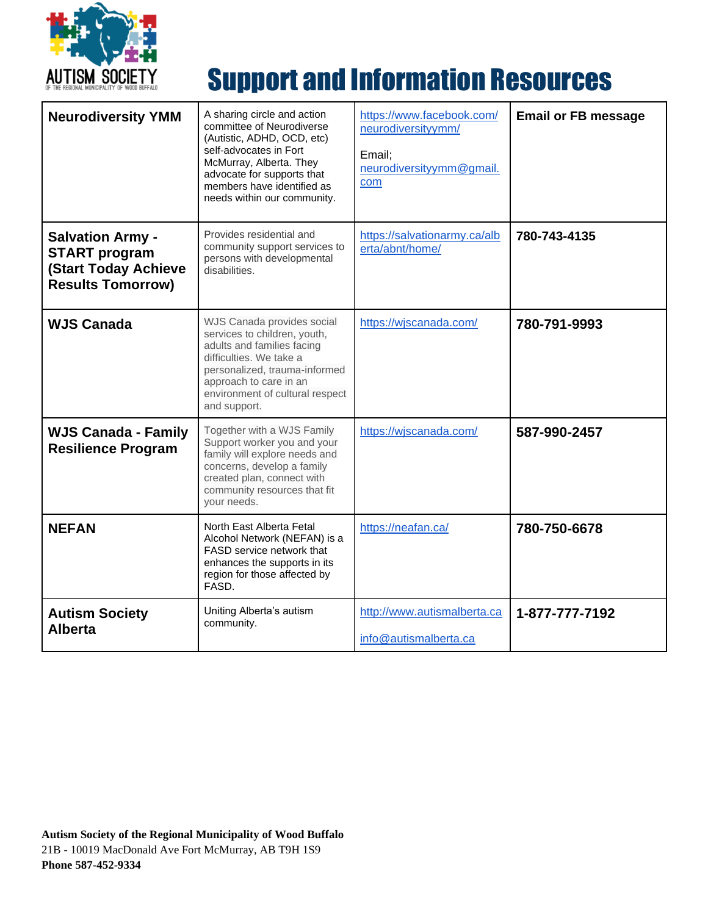AUTISM SOCIETY OF THE REGIONAL MUNICIPALITY OF WOOD BUFFALO

# Support and Information Resources

| | | | |
|---|---|---|---|
| **Neurodiversity YMM** | A sharing circle and action committee of Neurodiverse (Autistic, ADHD, OCD, etc) self-advocates in Fort McMurray, Alberta. They advocate for supports that members have identified as needs within our community. | https://www.facebook.com/neurodiversityymm/ <br><br> Email; neurodiversityymm@gmail.com | **Email or FB message** |
| **Salvation Army - START program (Start Today Achieve Results Tomorrow)** | Provides residential and community support services to persons with developmental disabilities. | https://salvationarmy.ca/alberta/abnt/home/ | **780-743-4135** |
| **WJS Canada** | WJS Canada provides social services to children, youth, adults and families facing difficulties. We take a personalized, trauma-informed approach to care in an environment of cultural respect and support. | https://wjscanada.com/ | **780-791-9993** |
| **WJS Canada - Family Resilience Program** | Together with a WJS Family Support worker you and your family will explore needs and concerns, develop a family created plan, connect with community resources that fit your needs. | https://wjscanada.com/ | **587-990-2457** |
| **NEFAN** | North East Alberta Fetal Alcohol Network (NEFAN) is a FASD service network that enhances the supports in its region for those affected by FASD. | https://neafan.ca/ | **780-750-6678** |
| **Autism Society Alberta** | Uniting Alberta's autism community. | http://www.autismalberta.ca <br><br> info@autismalberta.ca | **1-877-777-7192** |

**Autism Society of the Regional Municipality of Wood Buffalo**
21B - 10019 MacDonald Ave Fort McMurray, AB T9H 1S9
**Phone 587-452-9334**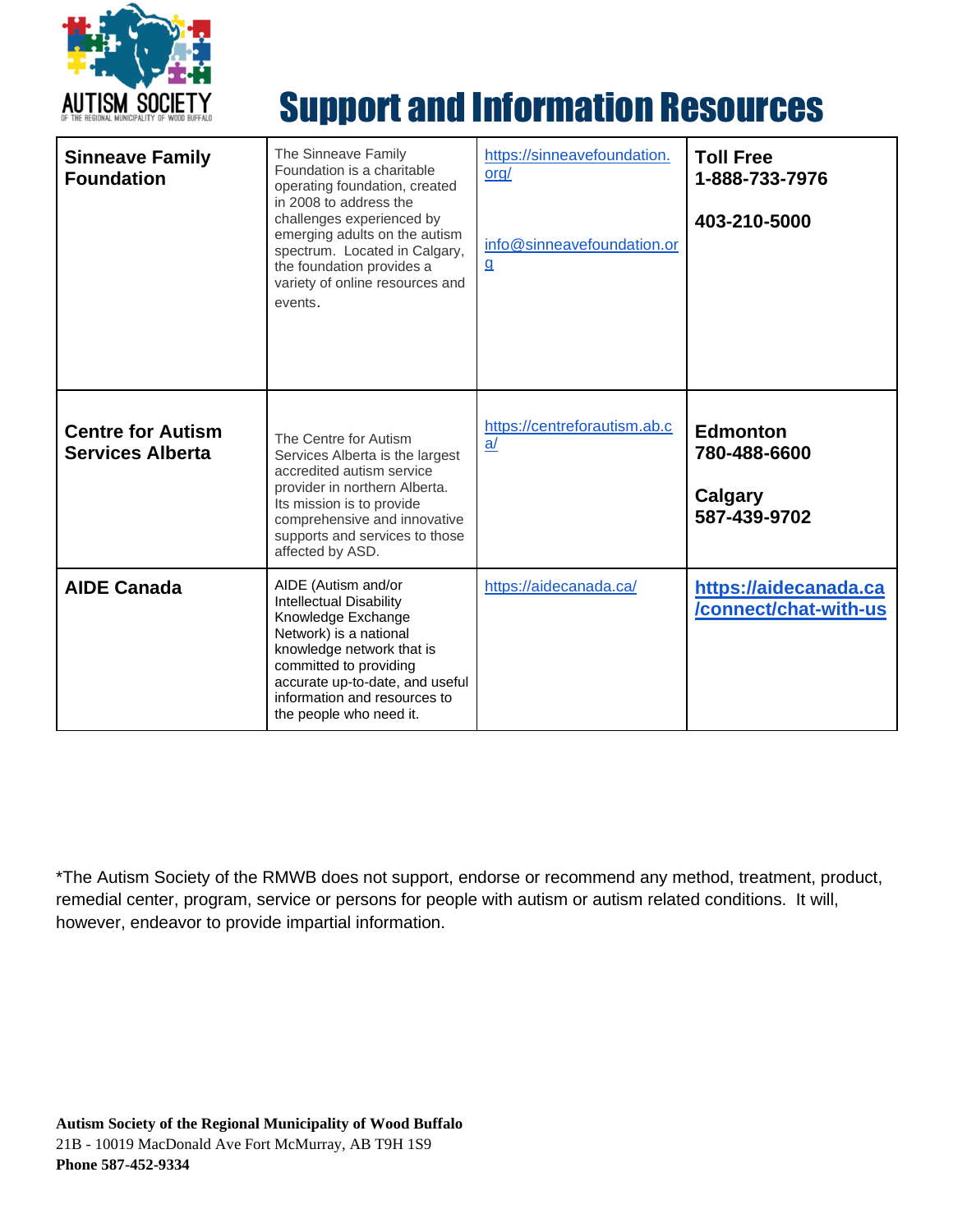# Support and Information Resources

| | | | |
|---|---|---|---|
| **Sinneave Family Foundation** | The Sinneave Family Foundation is a charitable operating foundation, created in 2008 to address the challenges experienced by emerging adults on the autism spectrum. Located in Calgary, the foundation provides a variety of online resources and events. | https://sinneavefoundation.org/<br><br>info@sinneavefoundation.org | **Toll Free 1-888-733-7976**<br><br>**403-210-5000** |
| **Centre for Autism Services Alberta** | The Centre for Autism Services Alberta is the largest accredited autism service provider in northern Alberta. Its mission is to provide comprehensive and innovative supports and services to those affected by ASD. | https://centreforautism.ab.ca/ | **Edmonton 780-488-6600**<br><br>**Calgary 587-439-9702** |
| **AIDE Canada** | AIDE (Autism and/or Intellectual Disability Knowledge Exchange Network) is a national knowledge network that is committed to providing accurate up-to-date, and useful information and resources to the people who need it. | https://aidecanada.ca/ | **https://aidecanada.ca/connect/chat-with-us** |

*The Autism Society of the RMWB does not support, endorse or recommend any method, treatment, product, remedial center, program, service or persons for people with autism or autism related conditions. It will, however, endeavor to provide impartial information.

**Autism Society of the Regional Municipality of Wood Buffalo**
21B - 10019 MacDonald Ave Fort McMurray, AB T9H 1S9
**Phone 587-452-9334**